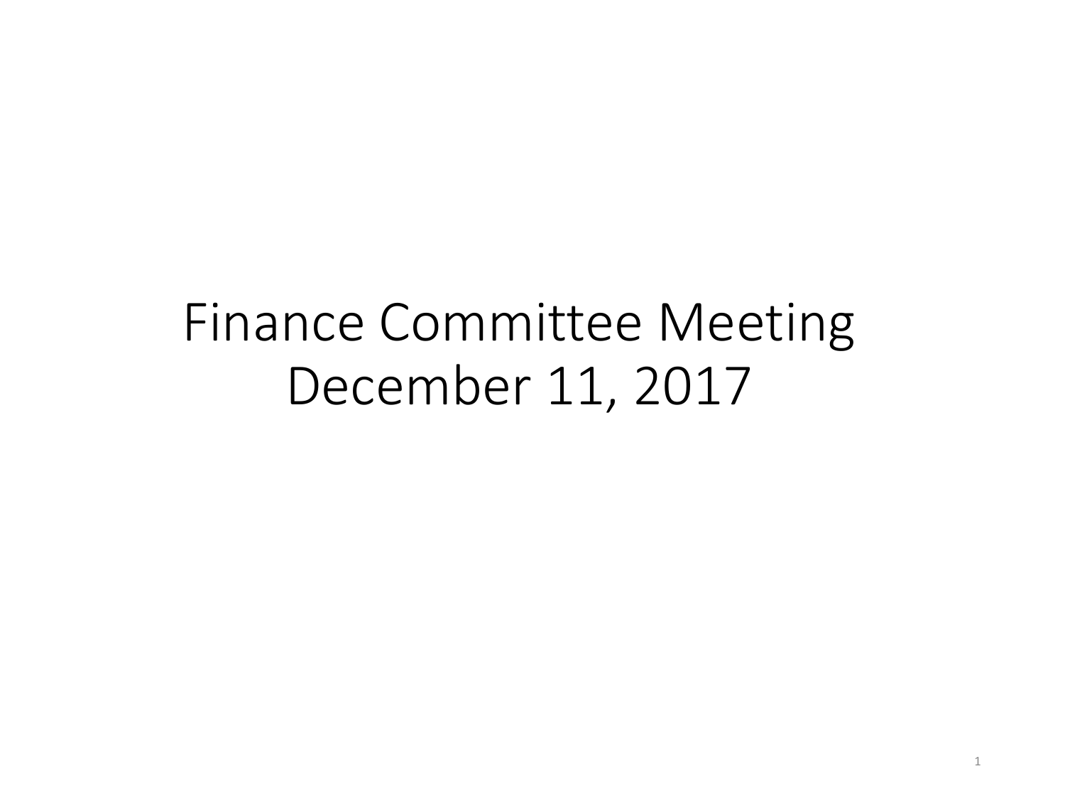# Finance Committee Meeting
# December 11, 2017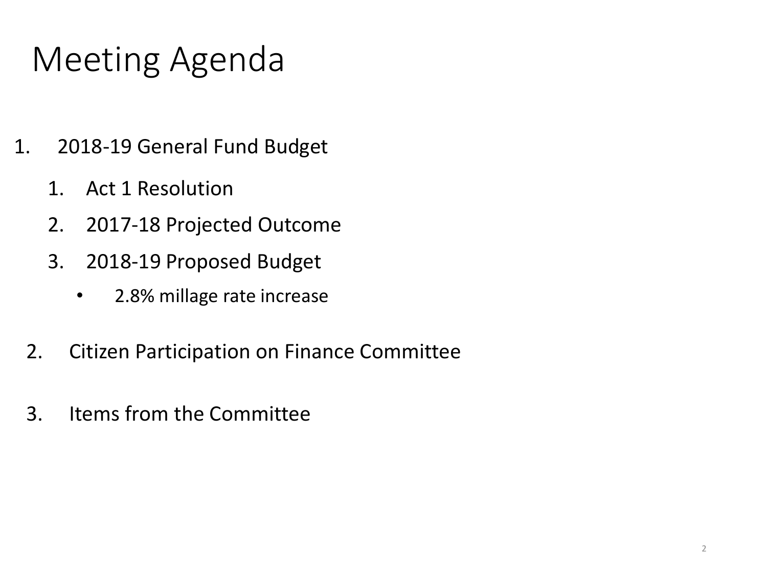# Meeting Agenda

1. 2018-19 General Fund Budget
   1. Act 1 Resolution
   2. 2017-18 Projected Outcome
   3. 2018-19 Proposed Budget
      - 2.8% millage rate increase
2. Citizen Participation on Finance Committee
3. Items from the Committee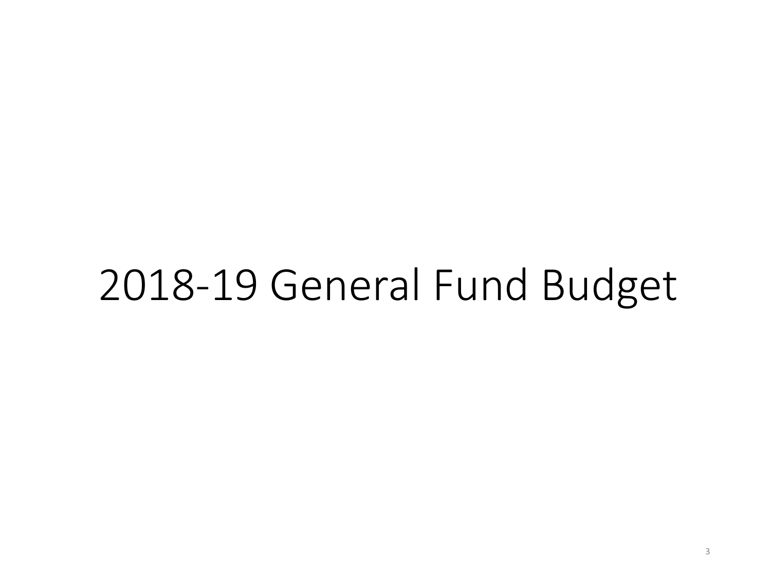# 2018-19 General Fund Budget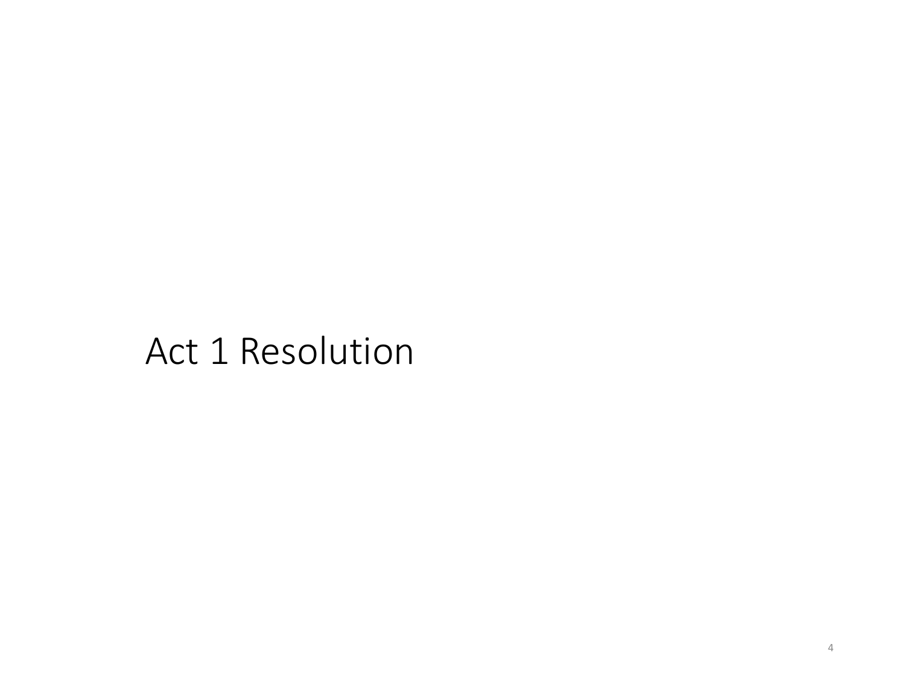# Act 1 Resolution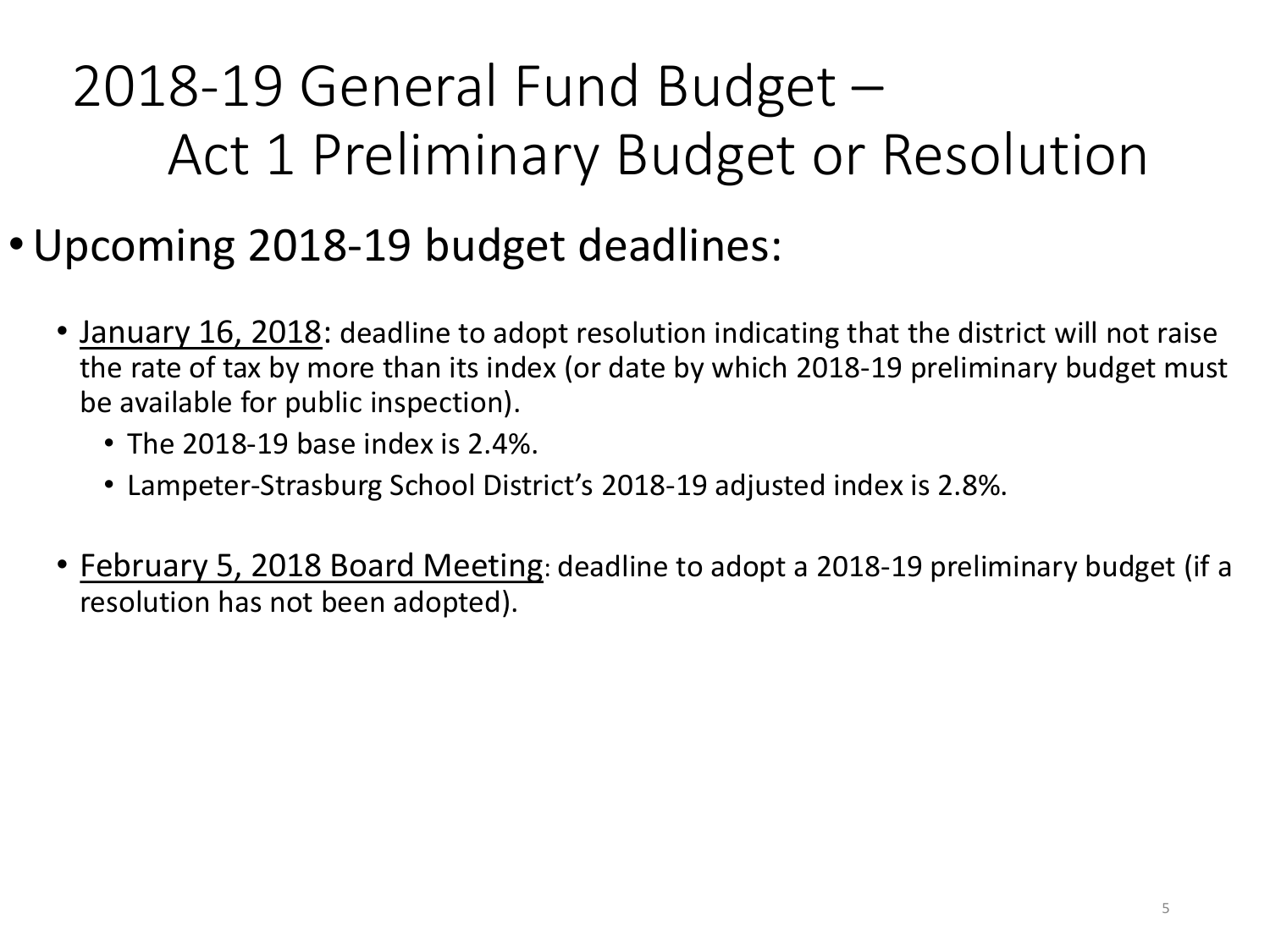# 2018-19 General Fund Budget – Act 1 Preliminary Budget or Resolution

- Upcoming 2018-19 budget deadlines:
  - January 16, 2018: deadline to adopt resolution indicating that the district will not raise the rate of tax by more than its index (or date by which 2018-19 preliminary budget must be available for public inspection).
    - The 2018-19 base index is 2.4%.
    - Lampeter-Strasburg School District's 2018-19 adjusted index is 2.8%.
  - February 5, 2018 Board Meeting: deadline to adopt a 2018-19 preliminary budget (if a resolution has not been adopted).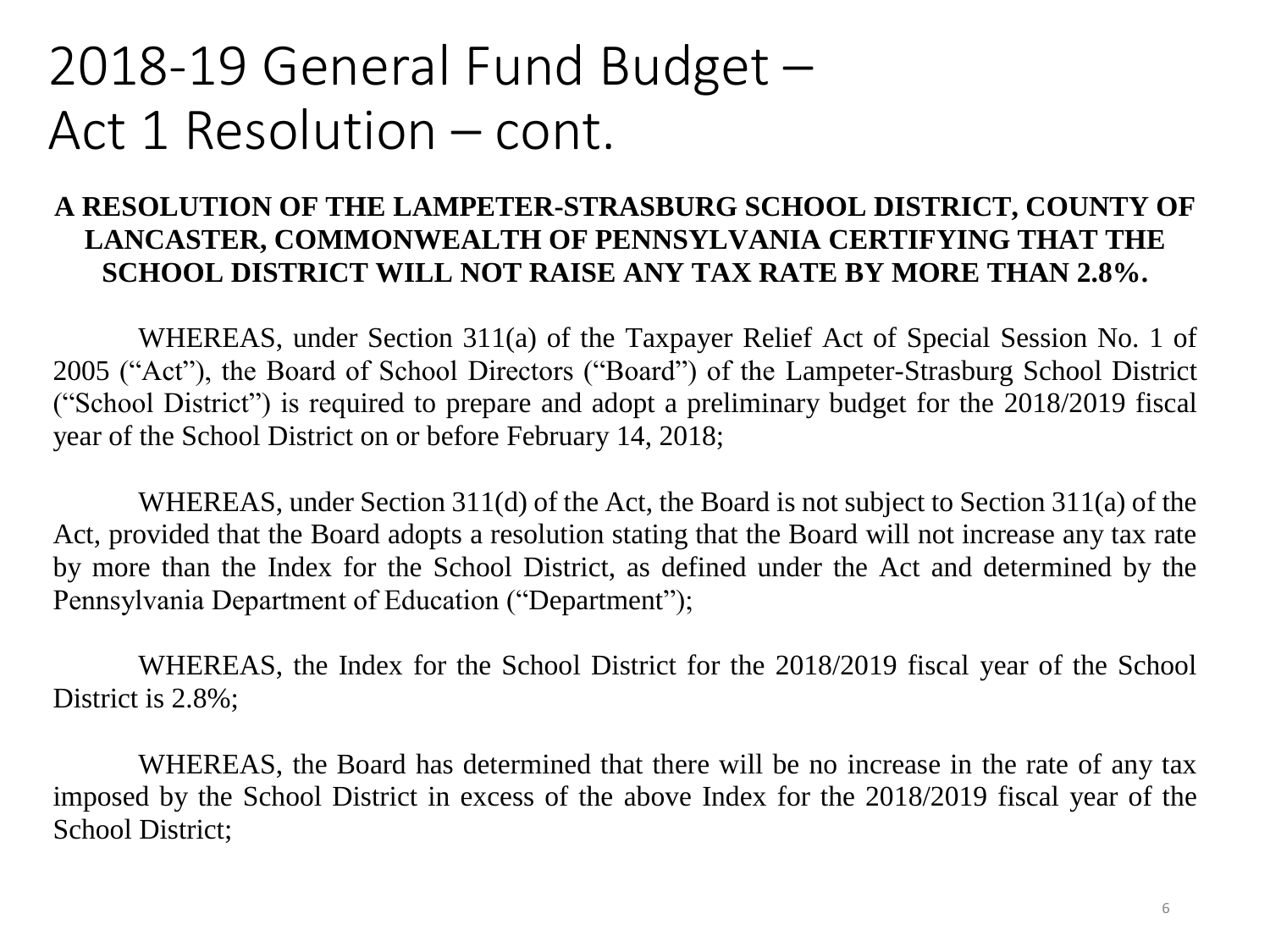# 2018-19 General Fund Budget – Act 1 Resolution – cont.

**A RESOLUTION OF THE LAMPETER-STRASBURG SCHOOL DISTRICT, COUNTY OF LANCASTER, COMMONWEALTH OF PENNSYLVANIA CERTIFYING THAT THE SCHOOL DISTRICT WILL NOT RAISE ANY TAX RATE BY MORE THAN 2.8%.**

WHEREAS, under Section 311(a) of the Taxpayer Relief Act of Special Session No. 1 of 2005 ("Act"), the Board of School Directors ("Board") of the Lampeter-Strasburg School District ("School District") is required to prepare and adopt a preliminary budget for the 2018/2019 fiscal year of the School District on or before February 14, 2018;

WHEREAS, under Section 311(d) of the Act, the Board is not subject to Section 311(a) of the Act, provided that the Board adopts a resolution stating that the Board will not increase any tax rate by more than the Index for the School District, as defined under the Act and determined by the Pennsylvania Department of Education ("Department");

WHEREAS, the Index for the School District for the 2018/2019 fiscal year of the School District is 2.8%;

WHEREAS, the Board has determined that there will be no increase in the rate of any tax imposed by the School District in excess of the above Index for the 2018/2019 fiscal year of the School District;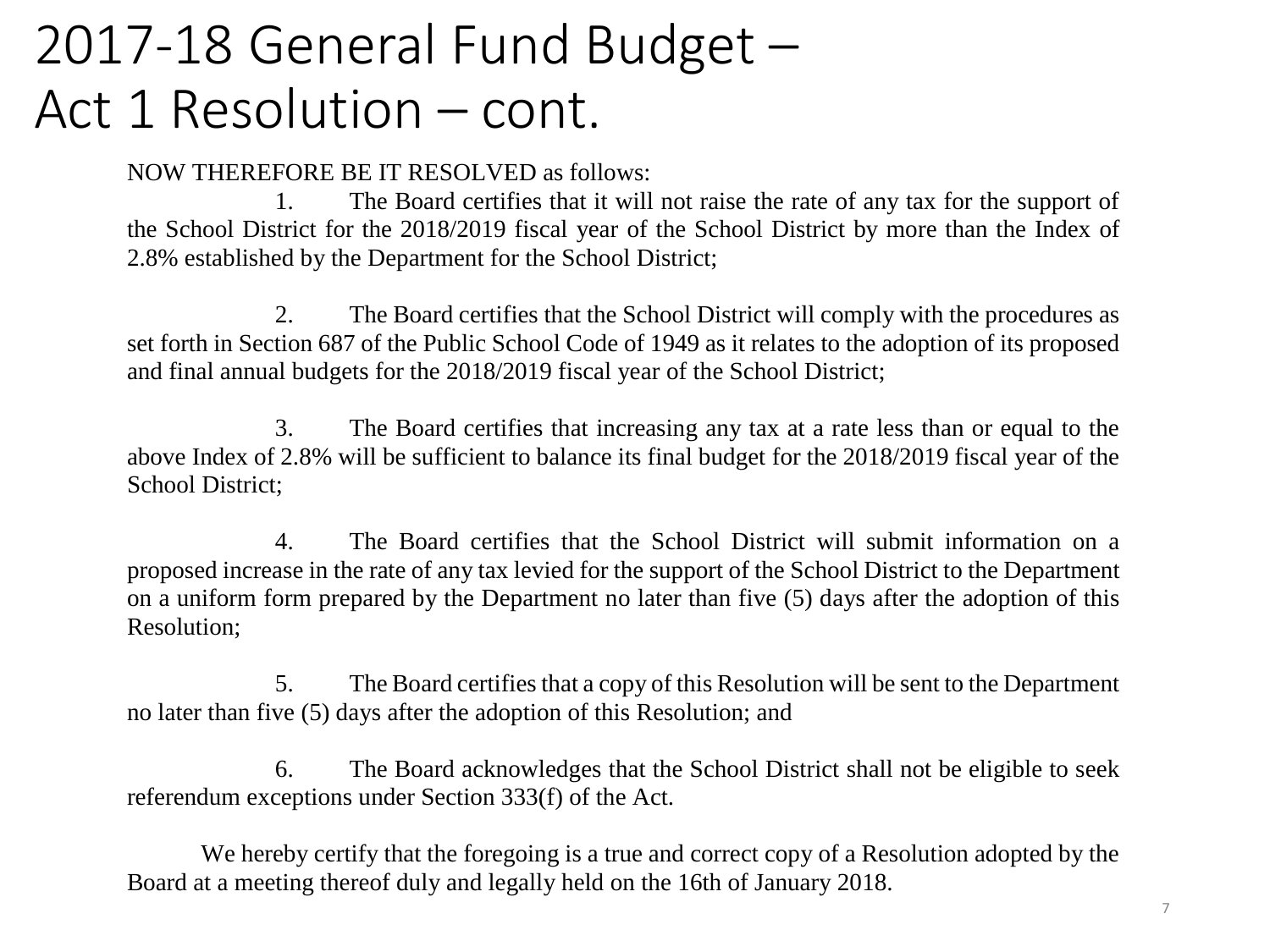# 2017-18 General Fund Budget – Act 1 Resolution – cont.

NOW THEREFORE BE IT RESOLVED as follows:

1. The Board certifies that it will not raise the rate of any tax for the support of the School District for the 2018/2019 fiscal year of the School District by more than the Index of 2.8% established by the Department for the School District;

2. The Board certifies that the School District will comply with the procedures as set forth in Section 687 of the Public School Code of 1949 as it relates to the adoption of its proposed and final annual budgets for the 2018/2019 fiscal year of the School District;

3. The Board certifies that increasing any tax at a rate less than or equal to the above Index of 2.8% will be sufficient to balance its final budget for the 2018/2019 fiscal year of the School District;

4. The Board certifies that the School District will submit information on a proposed increase in the rate of any tax levied for the support of the School District to the Department on a uniform form prepared by the Department no later than five (5) days after the adoption of this Resolution;

5. The Board certifies that a copy of this Resolution will be sent to the Department no later than five (5) days after the adoption of this Resolution; and

6. The Board acknowledges that the School District shall not be eligible to seek referendum exceptions under Section 333(f) of the Act.

We hereby certify that the foregoing is a true and correct copy of a Resolution adopted by the Board at a meeting thereof duly and legally held on the 16th of January 2018.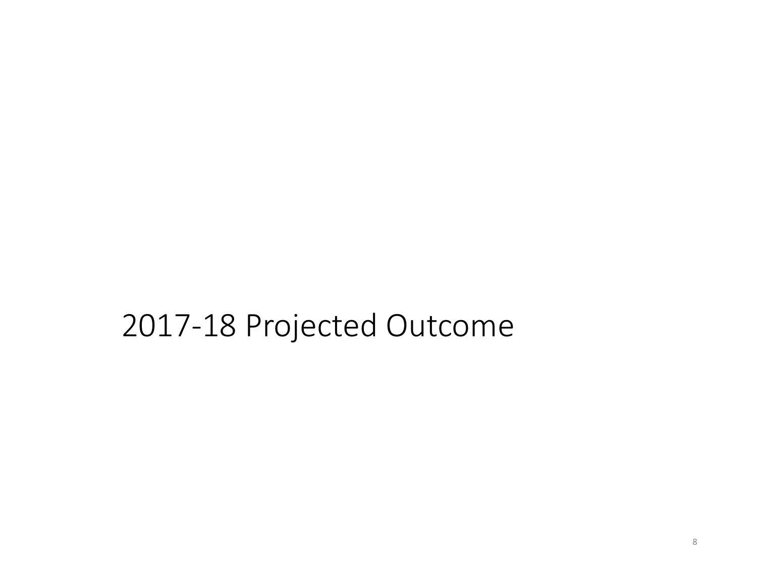# 2017-18 Projected Outcome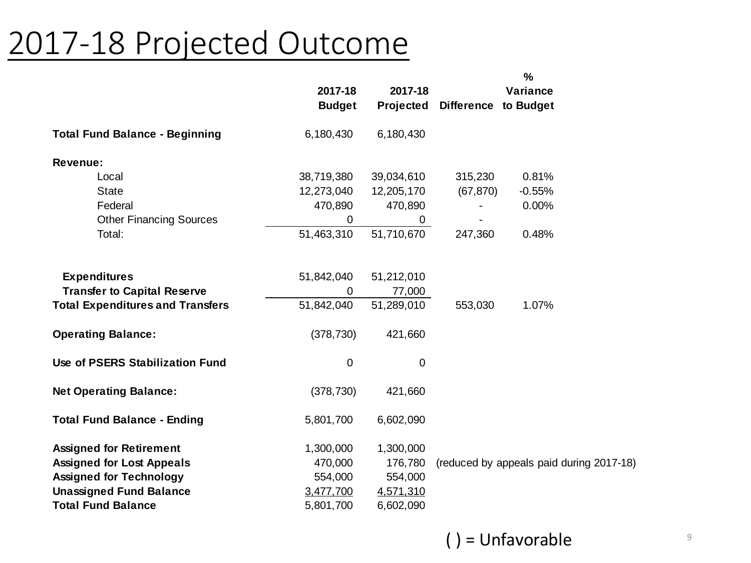# 2017-18 Projected Outcome

| | 2017-18 Budget | 2017-18 Projected | Difference | % Variance to Budget |
|---|---|---|---|---|
| **Total Fund Balance - Beginning** | 6,180,430 | 6,180,430 | | |
| **Revenue:** | | | | |
| Local | 38,719,380 | 39,034,610 | 315,230 | 0.81% |
| State | 12,273,040 | 12,205,170 | (67,870) | -0.55% |
| Federal | 470,890 | 470,890 | - | 0.00% |
| Other Financing Sources | 0 | 0 | - | |
| Total: | 51,463,310 | 51,710,670 | 247,360 | 0.48% |
| **Expenditures** | 51,842,040 | 51,212,010 | | |
| **Transfer to Capital Reserve** | 0 | 77,000 | | |
| **Total Expenditures and Transfers** | 51,842,040 | 51,289,010 | 553,030 | 1.07% |
| **Operating Balance:** | (378,730) | 421,660 | | |
| **Use of PSERS Stabilization Fund** | 0 | 0 | | |
| **Net Operating Balance:** | (378,730) | 421,660 | | |
| **Total Fund Balance - Ending** | 5,801,700 | 6,602,090 | | |
| **Assigned for Retirement** | 1,300,000 | 1,300,000 | | |
| **Assigned for Lost Appeals** | 470,000 | 176,780 | (reduced by appeals paid during 2017-18) | |
| **Assigned for Technology** | 554,000 | 554,000 | | |
| **Unassigned Fund Balance** | 3,477,700 | 4,571,310 | | |
| **Total Fund Balance** | 5,801,700 | 6,602,090 | | |

( ) = Unfavorable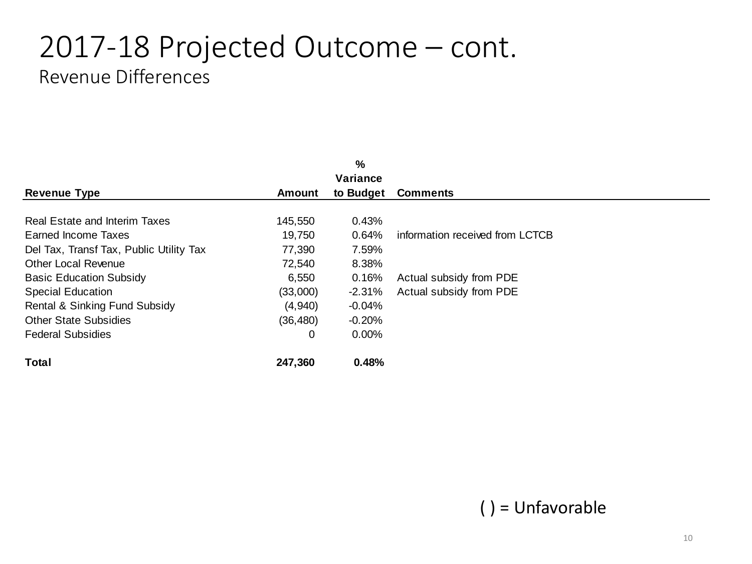# 2017-18 Projected Outcome – cont.

## Revenue Differences

| Revenue Type | Amount | % Variance to Budget | Comments |
|---|---|---|---|
| Real Estate and Interim Taxes | 145,550 | 0.43% | |
| Earned Income Taxes | 19,750 | 0.64% | information received from LCTCB |
| Del Tax, Transf Tax, Public Utility Tax | 77,390 | 7.59% | |
| Other Local Revenue | 72,540 | 8.38% | |
| Basic Education Subsidy | 6,550 | 0.16% | Actual subsidy from PDE |
| Special Education | (33,000) | -2.31% | Actual subsidy from PDE |
| Rental & Sinking Fund Subsidy | (4,940) | -0.04% | |
| Other State Subsidies | (36,480) | -0.20% | |
| Federal Subsidies | 0 | 0.00% | |
| **Total** | **247,360** | **0.48%** | |

( ) = Unfavorable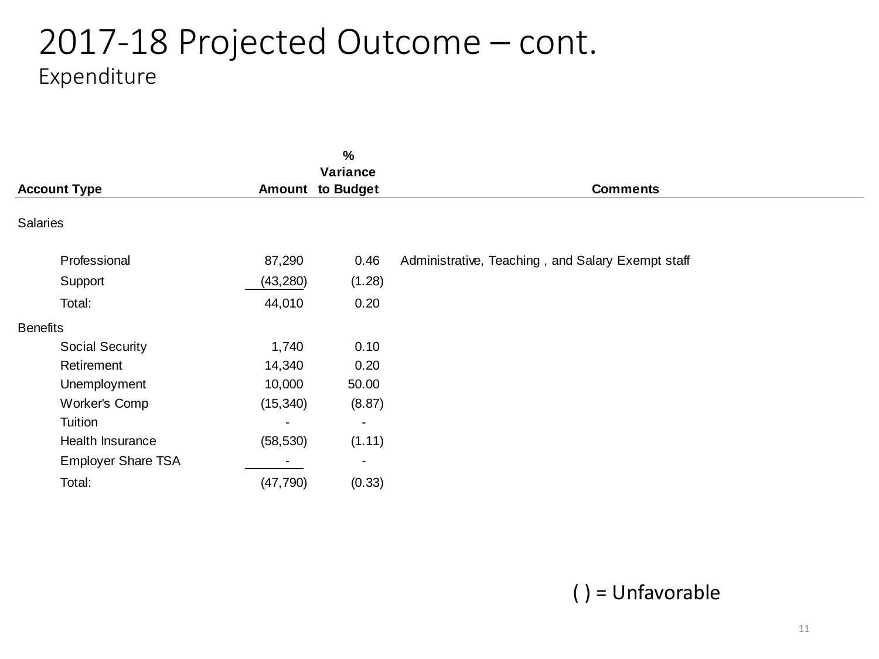# 2017-18 Projected Outcome – cont.

## Expenditure

| Account Type | Amount | % Variance to Budget | Comments |
|---|---|---|---|
| Salaries | | | |
| Professional | 87,290 | 0.46 | Administrative, Teaching , and Salary Exempt staff |
| Support | (43,280) | (1.28) | |
| Total: | 44,010 | 0.20 | |
| Benefits | | | |
| Social Security | 1,740 | 0.10 | |
| Retirement | 14,340 | 0.20 | |
| Unemployment | 10,000 | 50.00 | |
| Worker's Comp | (15,340) | (8.87) | |
| Tuition | - | - | |
| Health Insurance | (58,530) | (1.11) | |
| Employer Share TSA | - | - | |
| Total: | (47,790) | (0.33) | |

( ) = Unfavorable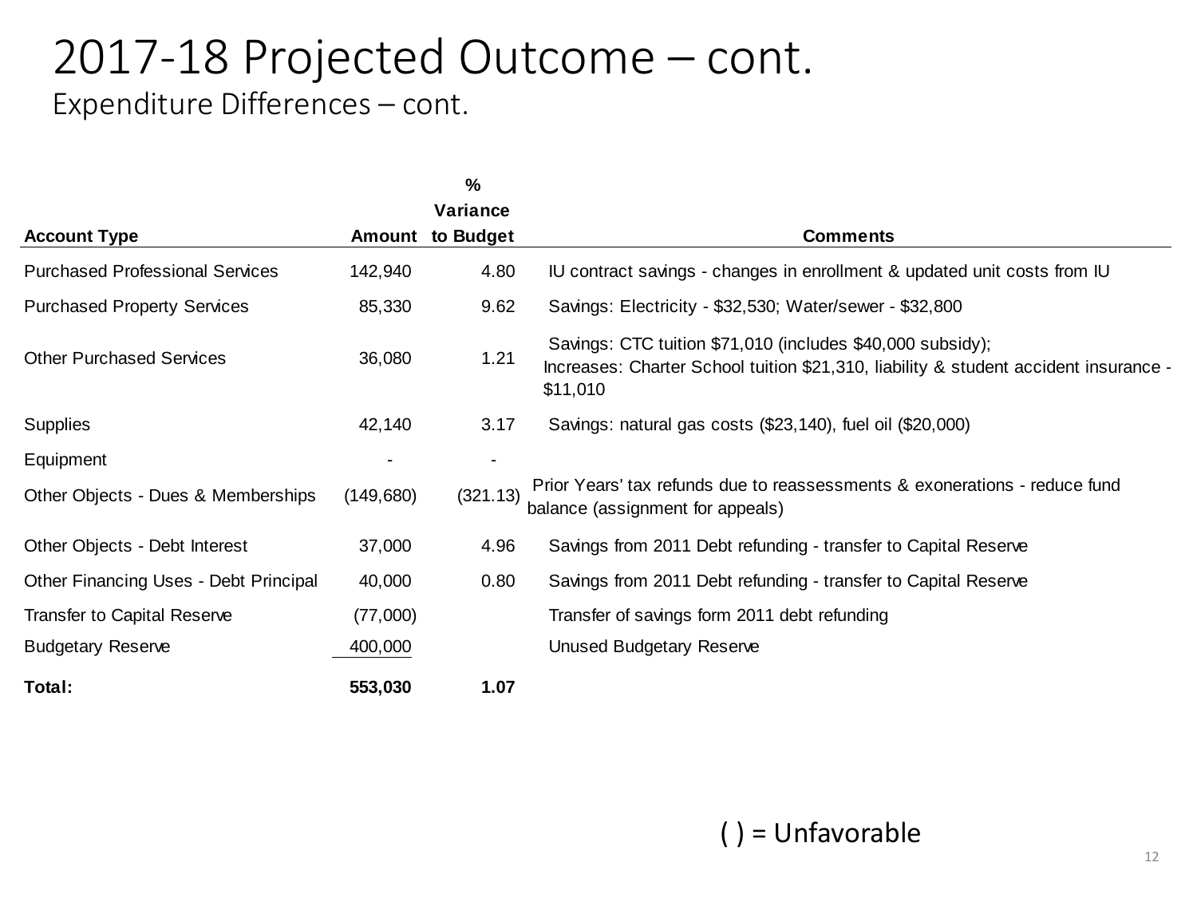# 2017-18 Projected Outcome – cont.

## Expenditure Differences – cont.

| Account Type | Amount | % Variance to Budget | Comments |
|---|---|---|---|
| Purchased Professional Services | 142,940 | 4.80 | IU contract savings - changes in enrollment & updated unit costs from IU |
| Purchased Property Services | 85,330 | 9.62 | Savings: Electricity - $32,530; Water/sewer - $32,800 |
| Other Purchased Services | 36,080 | 1.21 | Savings: CTC tuition $71,010 (includes $40,000 subsidy); Increases: Charter School tuition $21,310, liability & student accident insurance - $11,010 |
| Supplies | 42,140 | 3.17 | Savings: natural gas costs ($23,140), fuel oil ($20,000) |
| Equipment | - | - | |
| Other Objects - Dues & Memberships | (149,680) | (321.13) | Prior Years' tax refunds due to reassessments & exonerations - reduce fund balance (assignment for appeals) |
| Other Objects - Debt Interest | 37,000 | 4.96 | Savings from 2011 Debt refunding - transfer to Capital Reserve |
| Other Financing Uses - Debt Principal | 40,000 | 0.80 | Savings from 2011 Debt refunding - transfer to Capital Reserve |
| Transfer to Capital Reserve | (77,000) | | Transfer of savings form 2011 debt refunding |
| Budgetary Reserve | 400,000 | | Unused Budgetary Reserve |
| **Total:** | **553,030** | **1.07** | |

( ) = Unfavorable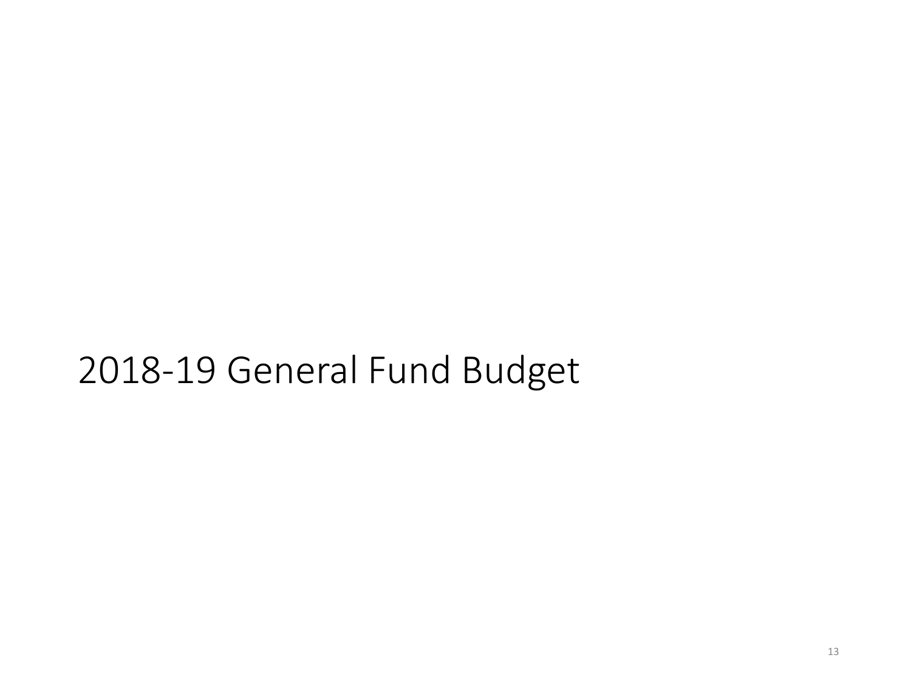# 2018-19 General Fund Budget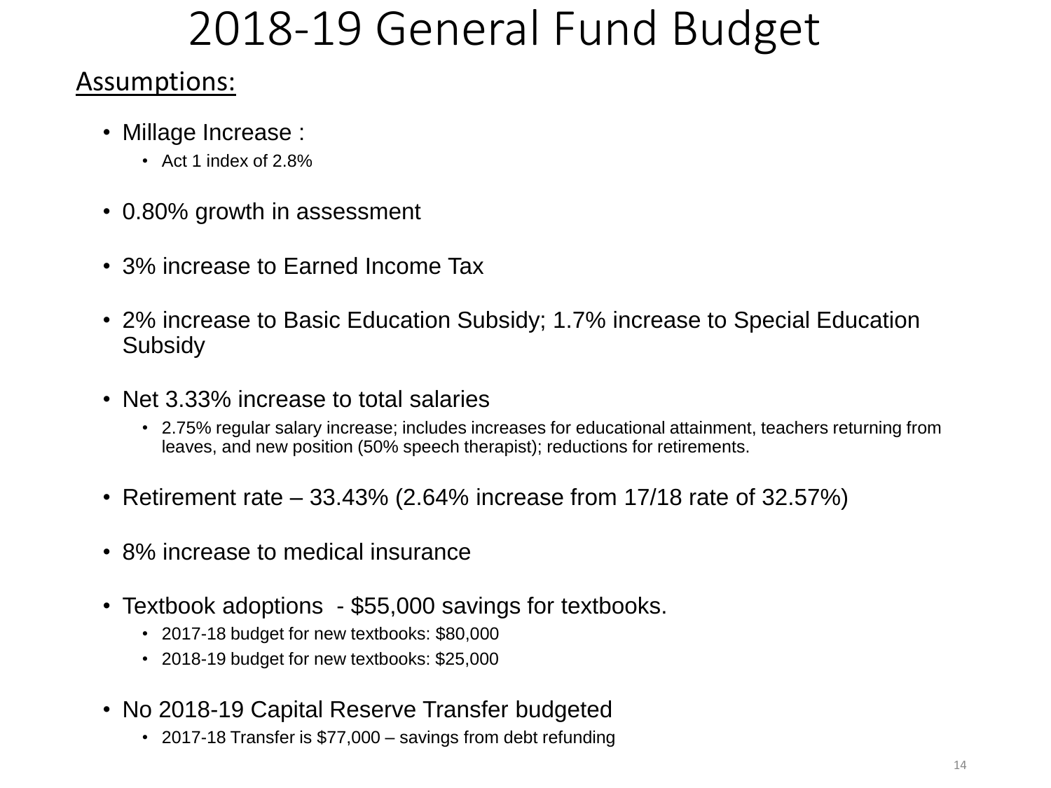# 2018-19 General Fund Budget

## Assumptions:

- Millage Increase :
  - Act 1 index of 2.8%
- 0.80% growth in assessment
- 3% increase to Earned Income Tax
- 2% increase to Basic Education Subsidy; 1.7% increase to Special Education Subsidy
- Net 3.33% increase to total salaries
  - 2.75% regular salary increase; includes increases for educational attainment, teachers returning from leaves, and new position (50% speech therapist); reductions for retirements.
- Retirement rate – 33.43% (2.64% increase from 17/18 rate of 32.57%)
- 8% increase to medical insurance
- Textbook adoptions - $55,000 savings for textbooks.
  - 2017-18 budget for new textbooks: $80,000
  - 2018-19 budget for new textbooks: $25,000
- No 2018-19 Capital Reserve Transfer budgeted
  - 2017-18 Transfer is $77,000 – savings from debt refunding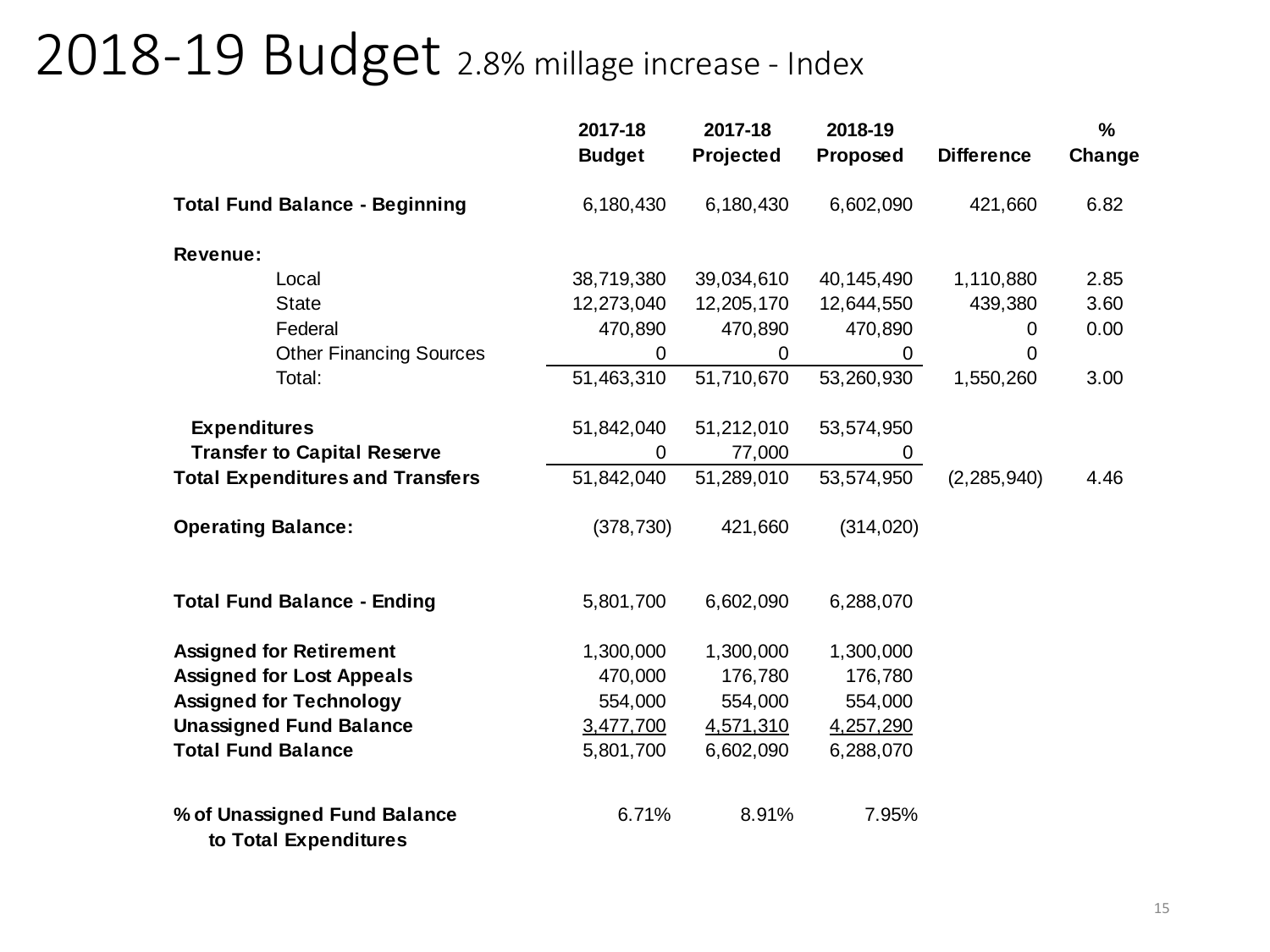# 2018-19 Budget 2.8% millage increase - Index

| | 2017-18 Budget | 2017-18 Projected | 2018-19 Proposed | Difference | % Change |
|---|---|---|---|---|---|
| **Total Fund Balance - Beginning** | 6,180,430 | 6,180,430 | 6,602,090 | 421,660 | 6.82 |
| **Revenue:** | | | | | |
| Local | 38,719,380 | 39,034,610 | 40,145,490 | 1,110,880 | 2.85 |
| State | 12,273,040 | 12,205,170 | 12,644,550 | 439,380 | 3.60 |
| Federal | 470,890 | 470,890 | 470,890 | 0 | 0.00 |
| Other Financing Sources | 0 | 0 | 0 | 0 | |
| Total: | 51,463,310 | 51,710,670 | 53,260,930 | 1,550,260 | 3.00 |
| **Expenditures** | 51,842,040 | 51,212,010 | 53,574,950 | | |
| **Transfer to Capital Reserve** | 0 | 77,000 | 0 | | |
| **Total Expenditures and Transfers** | 51,842,040 | 51,289,010 | 53,574,950 | (2,285,940) | 4.46 |
| **Operating Balance:** | (378,730) | 421,660 | (314,020) | | |
| **Total Fund Balance - Ending** | 5,801,700 | 6,602,090 | 6,288,070 | | |
| **Assigned for Retirement** | 1,300,000 | 1,300,000 | 1,300,000 | | |
| **Assigned for Lost Appeals** | 470,000 | 176,780 | 176,780 | | |
| **Assigned for Technology** | 554,000 | 554,000 | 554,000 | | |
| **Unassigned Fund Balance** | 3,477,700 | 4,571,310 | 4,257,290 | | |
| **Total Fund Balance** | 5,801,700 | 6,602,090 | 6,288,070 | | |
| **% of Unassigned Fund Balance to Total Expenditures** | 6.71% | 8.91% | 7.95% | | |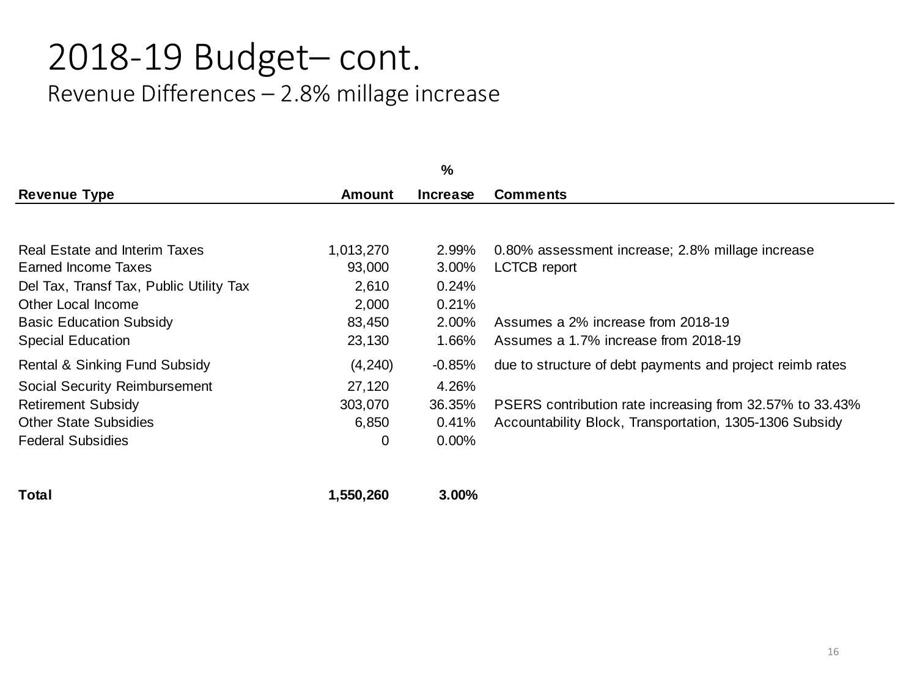# 2018-19 Budget– cont.

## Revenue Differences – 2.8% millage increase

| Revenue Type | Amount | % Increase | Comments |
|---|---|---|---|
| Real Estate and Interim Taxes | 1,013,270 | 2.99% | 0.80% assessment increase; 2.8% millage increase |
| Earned Income Taxes | 93,000 | 3.00% | LCTCB report |
| Del Tax, Transf Tax, Public Utility Tax | 2,610 | 0.24% | |
| Other Local Income | 2,000 | 0.21% | |
| Basic Education Subsidy | 83,450 | 2.00% | Assumes a 2% increase from 2018-19 |
| Special Education | 23,130 | 1.66% | Assumes a 1.7% increase from 2018-19 |
| Rental & Sinking Fund Subsidy | (4,240) | -0.85% | due to structure of debt payments and project reimb rates |
| Social Security Reimbursement | 27,120 | 4.26% | |
| Retirement Subsidy | 303,070 | 36.35% | PSERS contribution rate increasing from 32.57% to 33.43% |
| Other State Subsidies | 6,850 | 0.41% | Accountability Block, Transportation, 1305-1306 Subsidy |
| Federal Subsidies | 0 | 0.00% | |
| **Total** | **1,550,260** | **3.00%** | |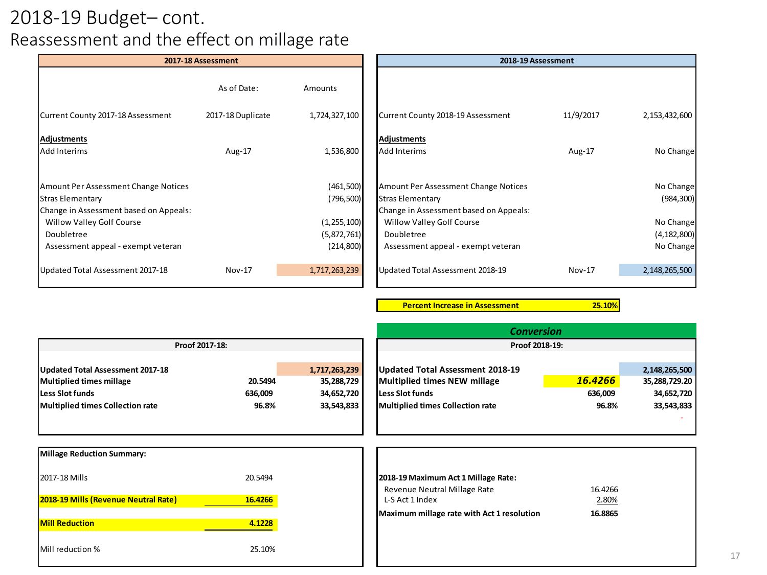# 2018-19 Budget– cont.

## Reassessment and the effect on millage rate

| 2017-18 Assessment | | |
|---|---|---|
| | As of Date: | Amounts |
| Current County 2017-18 Assessment | 2017-18 Duplicate | 1,724,327,100 |
| **Adjustments** | | |
| Add Interims | Aug-17 | 1,536,800 |
| Amount Per Assessment Change Notices | | (461,500) |
| Stras Elementary | | (796,500) |
| Change in Assessment based on Appeals: | | |
| Willow Valley Golf Course | | (1,255,100) |
| Doubletree | | (5,872,761) |
| Assessment appeal - exempt veteran | | (214,800) |
| Updated Total Assessment 2017-18 | Nov-17 | 1,717,263,239 |

| 2018-19 Assessment | | |
|---|---|---|
| Current County 2018-19 Assessment | 11/9/2017 | 2,153,432,600 |
| **Adjustments** | | |
| Add Interims | Aug-17 | No Change |
| Amount Per Assessment Change Notices | | No Change |
| Stras Elementary | | (984,300) |
| Change in Assessment based on Appeals: | | |
| Willow Valley Golf Course | | No Change |
| Doubletree | | (4,182,800) |
| Assessment appeal - exempt veteran | | No Change |
| Updated Total Assessment 2018-19 | Nov-17 | 2,148,265,500 |

| **Percent Increase in Assessment** | **25.10%** |
|---|---|

### *Conversion*

| **Proof 2017-18:** | | |
|---|---|---|
| **Updated Total Assessment 2017-18** | | **1,717,263,239** |
| **Multiplied times millage** | **20.5494** | **35,288,729** |
| **Less Slot funds** | **636,009** | **34,652,720** |
| **Multiplied times Collection rate** | **96.8%** | **33,543,833** |

| **Proof 2018-19:** | | |
|---|---|---|
| **Updated Total Assessment 2018-19** | | **2,148,265,500** |
| **Multiplied times NEW millage** | ***16.4266*** | **35,288,729.20** |
| **Less Slot funds** | **636,009** | **34,652,720** |
| **Multiplied times Collection rate** | **96.8%** | **33,543,833** |
| | | - |

| **Millage Reduction Summary:** | |
|---|---|
| 2017-18 Mills | 20.5494 |
| **2018-19 Mills (Revenue Neutral Rate)** | **16.4266** |
| **Mill Reduction** | **4.1228** |
| Mill reduction % | 25.10% |

| **2018-19 Maximum Act 1 Millage Rate:** | |
|---|---|
| Revenue Neutral Millage Rate | 16.4266 |
| L-S Act 1 Index | 2.80% |
| **Maximum millage rate with Act 1 resolution** | **16.8865** |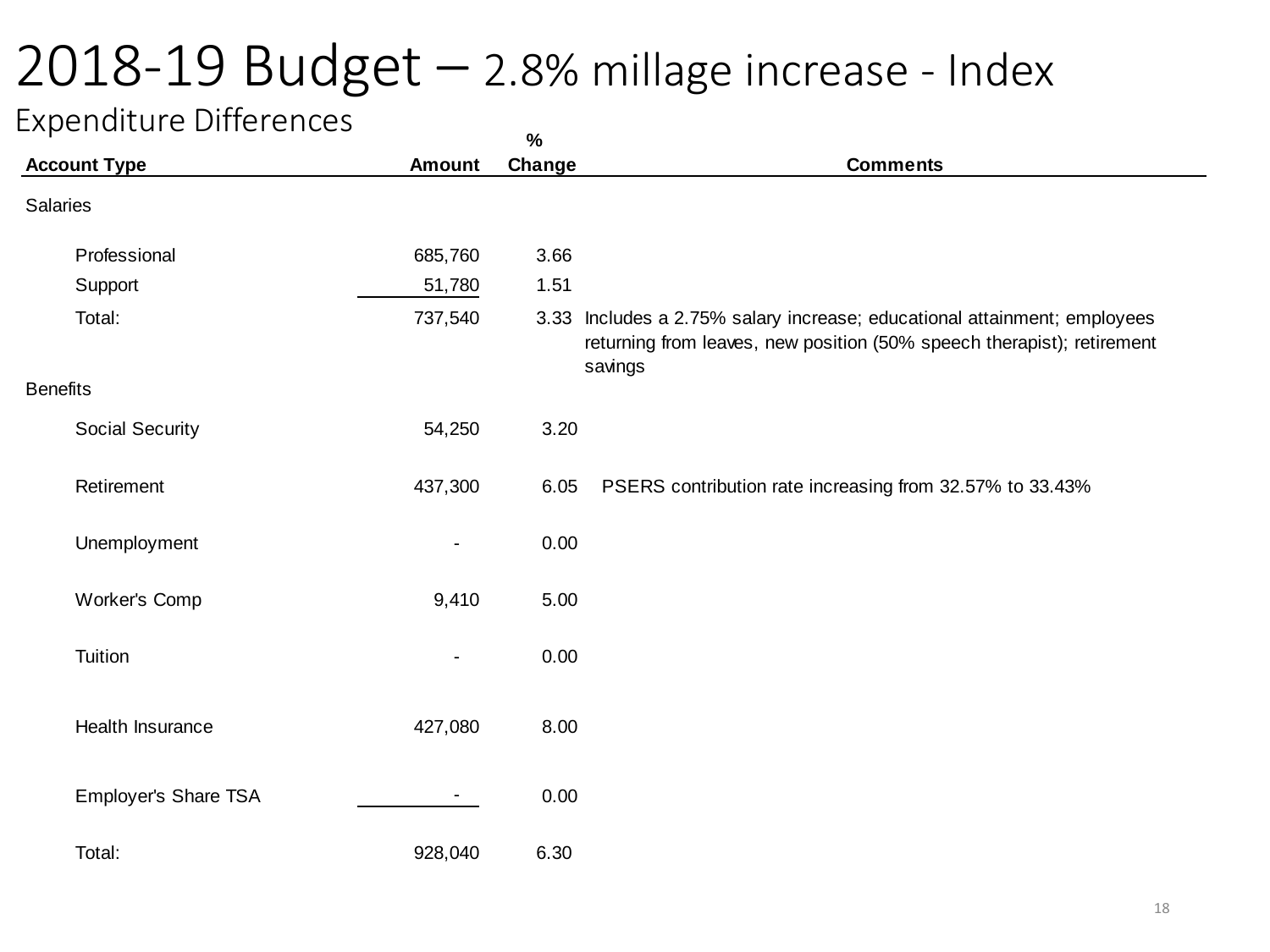# 2018-19 Budget – 2.8% millage increase - Index

## Expenditure Differences

| Account Type | Amount | % Change | Comments |
|---|---|---|---|
| **Salaries** | | | |
| Professional | 685,760 | 3.66 | |
| Support | 51,780 | 1.51 | |
| Total: | 737,540 | 3.33 | Includes a 2.75% salary increase; educational attainment; employees returning from leaves, new position (50% speech therapist); retirement savings |
| **Benefits** | | | |
| Social Security | 54,250 | 3.20 | |
| Retirement | 437,300 | 6.05 | PSERS contribution rate increasing from 32.57% to 33.43% |
| Unemployment | - | 0.00 | |
| Worker's Comp | 9,410 | 5.00 | |
| Tuition | - | 0.00 | |
| Health Insurance | 427,080 | 8.00 | |
| Employer's Share TSA | - | 0.00 | |
| Total: | 928,040 | 6.30 | |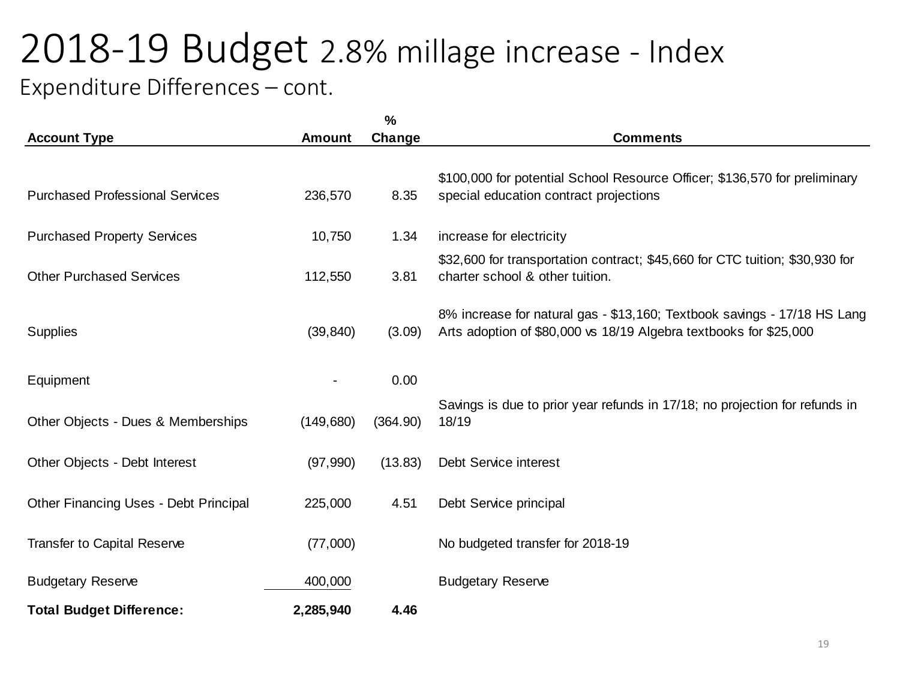# 2018-19 Budget 2.8% millage increase - Index

## Expenditure Differences – cont.

| Account Type | Amount | % Change | Comments |
|---|---|---|---|
| Purchased Professional Services | 236,570 | 8.35 | $100,000 for potential School Resource Officer; $136,570 for preliminary special education contract projections |
| Purchased Property Services | 10,750 | 1.34 | increase for electricity |
| Other Purchased Services | 112,550 | 3.81 | $32,600 for transportation contract; $45,660 for CTC tuition; $30,930 for charter school & other tuition. |
| Supplies | (39,840) | (3.09) | 8% increase for natural gas - $13,160; Textbook savings - 17/18 HS Lang Arts adoption of $80,000 vs 18/19 Algebra textbooks for $25,000 |
| Equipment | - | 0.00 | |
| Other Objects - Dues & Memberships | (149,680) | (364.90) | Savings is due to prior year refunds in 17/18; no projection for refunds in 18/19 |
| Other Objects - Debt Interest | (97,990) | (13.83) | Debt Service interest |
| Other Financing Uses - Debt Principal | 225,000 | 4.51 | Debt Service principal |
| Transfer to Capital Reserve | (77,000) | | No budgeted transfer for 2018-19 |
| Budgetary Reserve | 400,000 | | Budgetary Reserve |
| **Total Budget Difference:** | **2,285,940** | **4.46** | |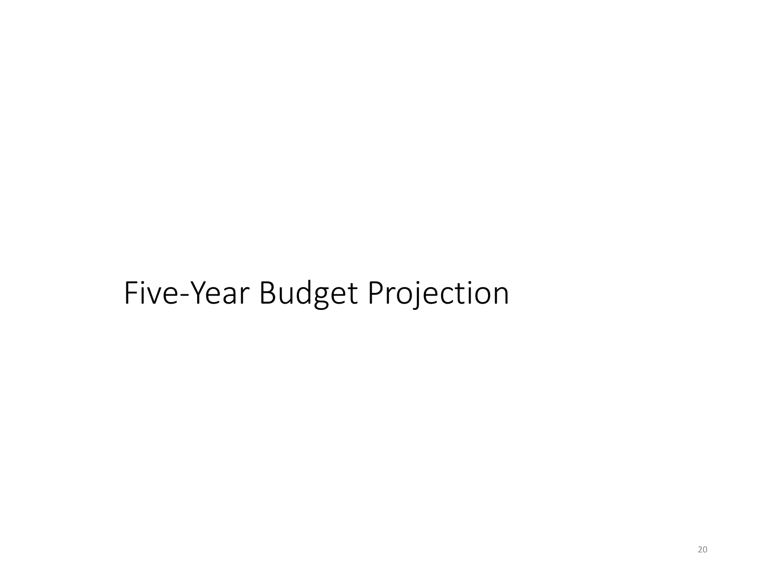# Five-Year Budget Projection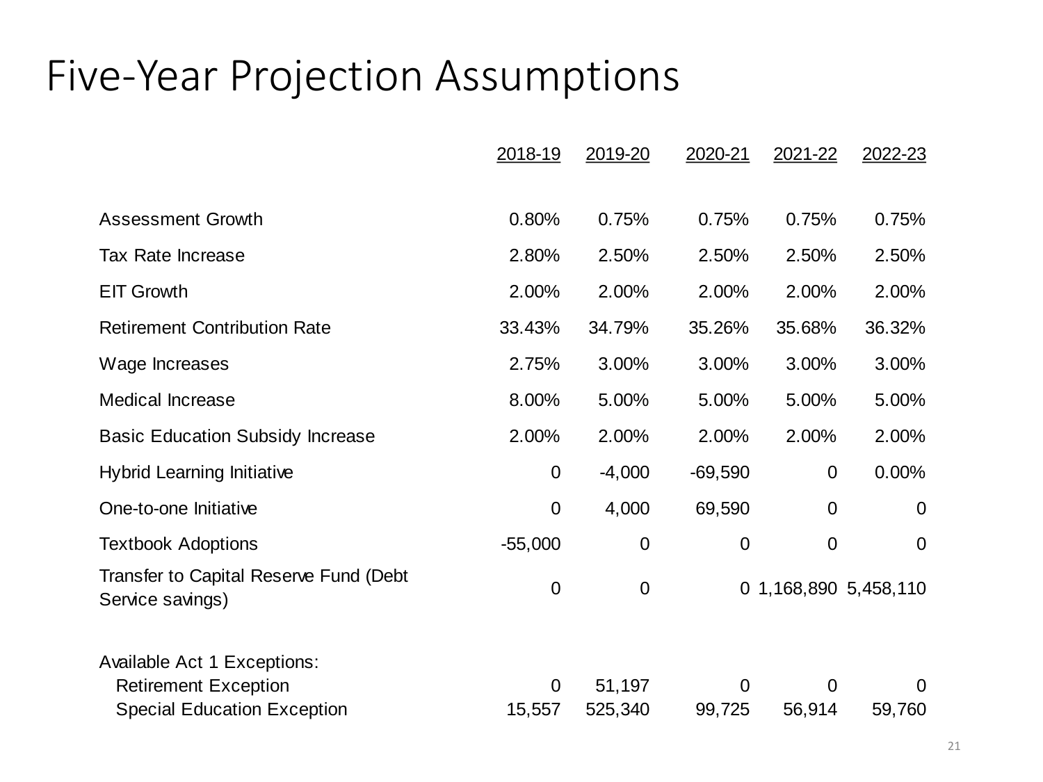# Five-Year Projection Assumptions

| | 2018-19 | 2019-20 | 2020-21 | 2021-22 | 2022-23 |
|---|---|---|---|---|---|
| Assessment Growth | 0.80% | 0.75% | 0.75% | 0.75% | 0.75% |
| Tax Rate Increase | 2.80% | 2.50% | 2.50% | 2.50% | 2.50% |
| EIT Growth | 2.00% | 2.00% | 2.00% | 2.00% | 2.00% |
| Retirement Contribution Rate | 33.43% | 34.79% | 35.26% | 35.68% | 36.32% |
| Wage Increases | 2.75% | 3.00% | 3.00% | 3.00% | 3.00% |
| Medical Increase | 8.00% | 5.00% | 5.00% | 5.00% | 5.00% |
| Basic Education Subsidy Increase | 2.00% | 2.00% | 2.00% | 2.00% | 2.00% |
| Hybrid Learning Initiative | 0 | -4,000 | -69,590 | 0 | 0.00% |
| One-to-one Initiative | 0 | 4,000 | 69,590 | 0 | 0 |
| Textbook Adoptions | -55,000 | 0 | 0 | 0 | 0 |
| Transfer to Capital Reserve Fund (Debt Service savings) | 0 | 0 | 0 | 1,168,890 | 5,458,110 |
| Available Act 1 Exceptions: | | | | | |
| Retirement Exception | 0 | 51,197 | 0 | 0 | 0 |
| Special Education Exception | 15,557 | 525,340 | 99,725 | 56,914 | 59,760 |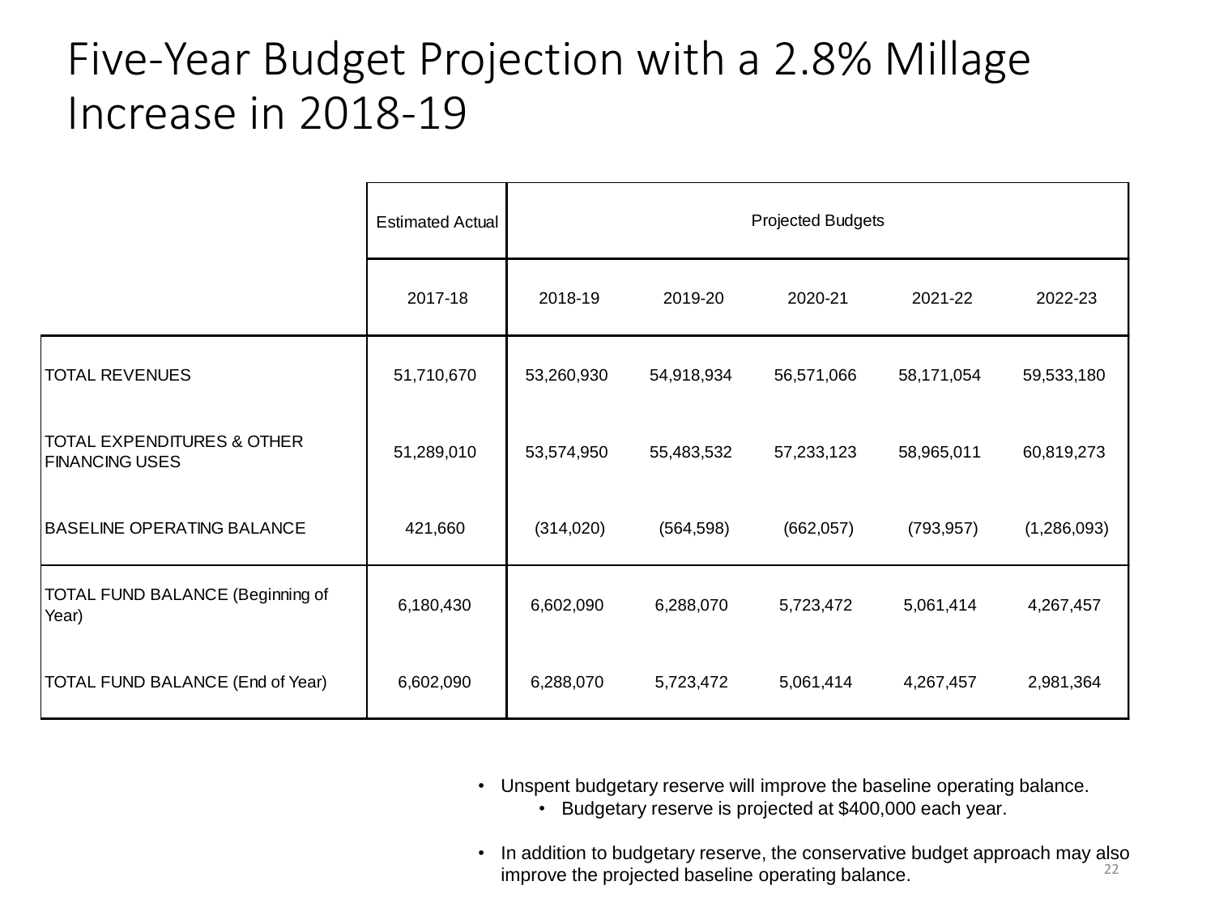# Five-Year Budget Projection with a 2.8% Millage Increase in 2018-19

| | Estimated Actual | Projected Budgets | | | | |
|---|---|---|---|---|---|---|
| | 2017-18 | 2018-19 | 2019-20 | 2020-21 | 2021-22 | 2022-23 |
| TOTAL REVENUES | 51,710,670 | 53,260,930 | 54,918,934 | 56,571,066 | 58,171,054 | 59,533,180 |
| TOTAL EXPENDITURES & OTHER FINANCING USES | 51,289,010 | 53,574,950 | 55,483,532 | 57,233,123 | 58,965,011 | 60,819,273 |
| BASELINE OPERATING BALANCE | 421,660 | (314,020) | (564,598) | (662,057) | (793,957) | (1,286,093) |
| TOTAL FUND BALANCE (Beginning of Year) | 6,180,430 | 6,602,090 | 6,288,070 | 5,723,472 | 5,061,414 | 4,267,457 |
| TOTAL FUND BALANCE (End of Year) | 6,602,090 | 6,288,070 | 5,723,472 | 5,061,414 | 4,267,457 | 2,981,364 |

- Unspent budgetary reserve will improve the baseline operating balance.
  - Budgetary reserve is projected at $400,000 each year.
- In addition to budgetary reserve, the conservative budget approach may also improve the projected baseline operating balance.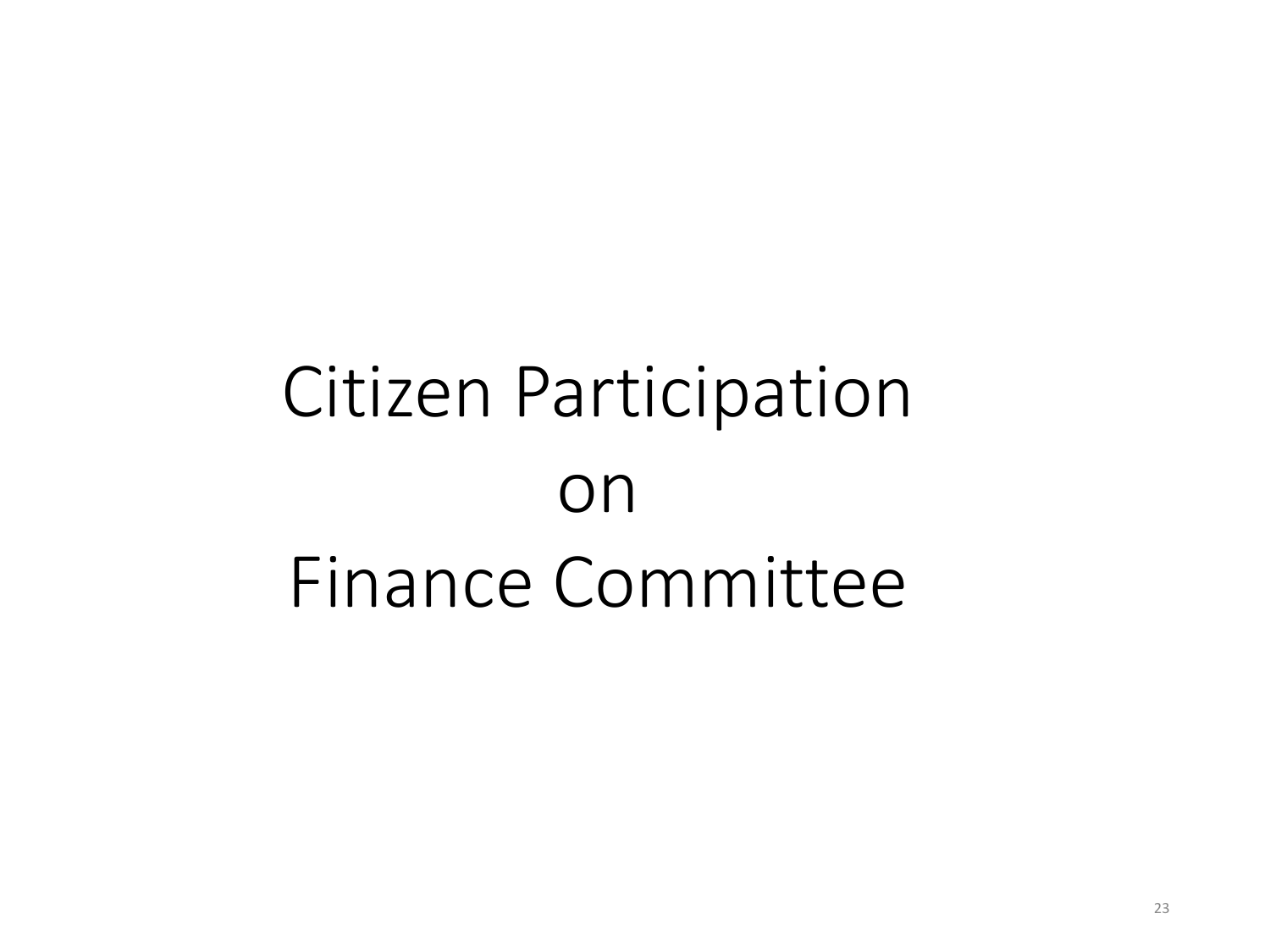# Citizen Participation on Finance Committee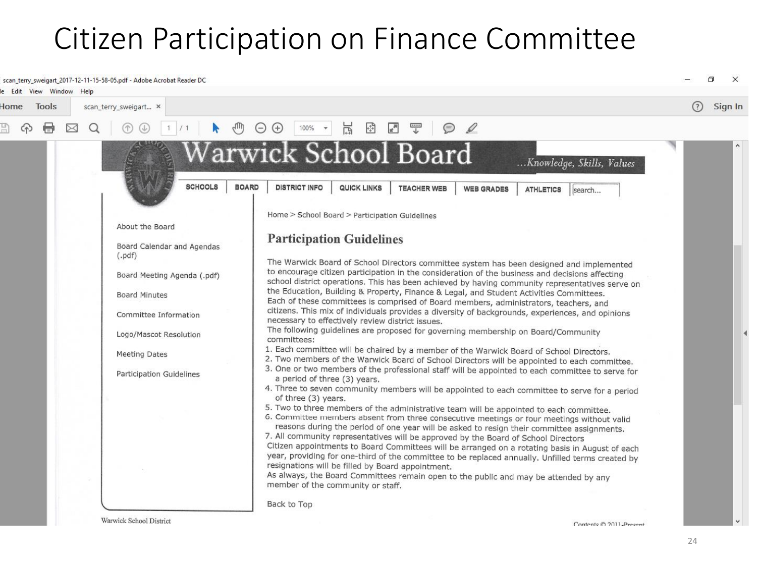# Citizen Participation on Finance Committee

scan_terry_sweigart_2017-12-11-15-58-05.pdf - Adobe Acrobat Reader DC

## Warwick School Board

*...Knowledge, Skills, Values*

SCHOOLS | BOARD | DISTRICT INFO | QUICK LINKS | TEACHER WEB | WEB GRADES | ATHLETICS

- About the Board
- Board Calendar and Agendas (.pdf)
- Board Meeting Agenda (.pdf)
- Board Minutes
- Committee Information
- Logo/Mascot Resolution
- Meeting Dates
- Participation Guidelines

Home > School Board > Participation Guidelines

### Participation Guidelines

The Warwick Board of School Directors committee system has been designed and implemented to encourage citizen participation in the consideration of the business and decisions affecting school district operations. This has been achieved by having community representatives serve on the Education, Building & Property, Finance & Legal, and Student Activities Committees.
Each of these committees is comprised of Board members, administrators, teachers, and citizens. This mix of individuals provides a diversity of backgrounds, experiences, and opinions necessary to effectively review district issues.
The following guidelines are proposed for governing membership on Board/Community committees:

1. Each committee will be chaired by a member of the Warwick Board of School Directors.
2. Two members of the Warwick Board of School Directors will be appointed to each committee.
3. One or two members of the professional staff will be appointed to each committee to serve for a period of three (3) years.
4. Three to seven community members will be appointed to each committee to serve for a period of three (3) years.
5. Two to three members of the administrative team will be appointed to each committee.
6. Committee members absent from three consecutive meetings or four meetings without valid reasons during the period of one year will be asked to resign their committee assignments.
7. All community representatives will be approved by the Board of School Directors

Citizen appointments to Board Committees will be arranged on a rotating basis in August of each year, providing for one-third of the committee to be replaced annually. Unfilled terms created by resignations will be filled by Board appointment.
As always, the Board Committees remain open to the public and may be attended by any member of the community or staff.

Back to Top

Warwick School District

Contents © 2011-Present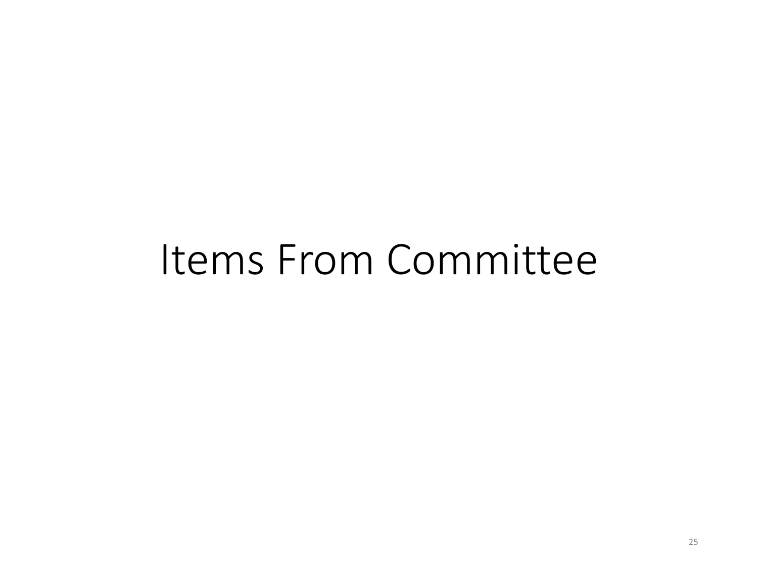# Items From Committee